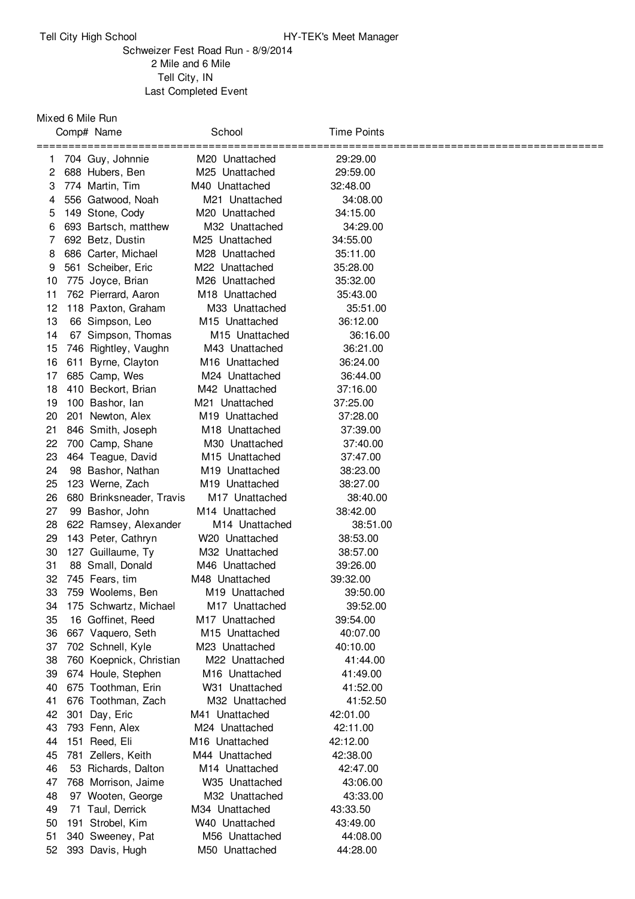Tell City High School HY-TEK's Meet Manager

Schweizer Fest Road Run - 8/9/2014

2 Mile and 6 Mile

Tell City, IN

Last Completed Event

## Mixed 6 Mile Run

| | Comp# | Name | School | Time | Points |
|---|---|---|---|---|---|
| 1 | 704 | Guy, Johnnie | M20 Unattached | 29:29.00 | |
| 2 | 688 | Hubers, Ben | M25 Unattached | 29:59.00 | |
| 3 | 774 | Martin, Tim | M40 Unattached | 32:48.00 | |
| 4 | 556 | Gatwood, Noah | M21 Unattached | 34:08.00 | |
| 5 | 149 | Stone, Cody | M20 Unattached | 34:15.00 | |
| 6 | 693 | Bartsch, matthew | M32 Unattached | 34:29.00 | |
| 7 | 692 | Betz, Dustin | M25 Unattached | 34:55.00 | |
| 8 | 686 | Carter, Michael | M28 Unattached | 35:11.00 | |
| 9 | 561 | Scheiber, Eric | M22 Unattached | 35:28.00 | |
| 10 | 775 | Joyce, Brian | M26 Unattached | 35:32.00 | |
| 11 | 762 | Pierrard, Aaron | M18 Unattached | 35:43.00 | |
| 12 | 118 | Paxton, Graham | M33 Unattached | 35:51.00 | |
| 13 | 66 | Simpson, Leo | M15 Unattached | 36:12.00 | |
| 14 | 67 | Simpson, Thomas | M15 Unattached | 36:16.00 | |
| 15 | 746 | Rightley, Vaughn | M43 Unattached | 36:21.00 | |
| 16 | 611 | Byrne, Clayton | M16 Unattached | 36:24.00 | |
| 17 | 685 | Camp, Wes | M24 Unattached | 36:44.00 | |
| 18 | 410 | Beckort, Brian | M42 Unattached | 37:16.00 | |
| 19 | 100 | Bashor, Ian | M21 Unattached | 37:25.00 | |
| 20 | 201 | Newton, Alex | M19 Unattached | 37:28.00 | |
| 21 | 846 | Smith, Joseph | M18 Unattached | 37:39.00 | |
| 22 | 700 | Camp, Shane | M30 Unattached | 37:40.00 | |
| 23 | 464 | Teague, David | M15 Unattached | 37:47.00 | |
| 24 | 98 | Bashor, Nathan | M19 Unattached | 38:23.00 | |
| 25 | 123 | Werne, Zach | M19 Unattached | 38:27.00 | |
| 26 | 680 | Brinksneader, Travis | M17 Unattached | 38:40.00 | |
| 27 | 99 | Bashor, John | M14 Unattached | 38:42.00 | |
| 28 | 622 | Ramsey, Alexander | M14 Unattached | 38:51.00 | |
| 29 | 143 | Peter, Cathryn | W20 Unattached | 38:53.00 | |
| 30 | 127 | Guillaume, Ty | M32 Unattached | 38:57.00 | |
| 31 | 88 | Small, Donald | M46 Unattached | 39:26.00 | |
| 32 | 745 | Fears, tim | M48 Unattached | 39:32.00 | |
| 33 | 759 | Woolems, Ben | M19 Unattached | 39:50.00 | |
| 34 | 175 | Schwartz, Michael | M17 Unattached | 39:52.00 | |
| 35 | 16 | Goffinet, Reed | M17 Unattached | 39:54.00 | |
| 36 | 667 | Vaquero, Seth | M15 Unattached | 40:07.00 | |
| 37 | 702 | Schnell, Kyle | M23 Unattached | 40:10.00 | |
| 38 | 760 | Koepnick, Christian | M22 Unattached | 41:44.00 | |
| 39 | 674 | Houle, Stephen | M16 Unattached | 41:49.00 | |
| 40 | 675 | Toothman, Erin | W31 Unattached | 41:52.00 | |
| 41 | 676 | Toothman, Zach | M32 Unattached | 41:52.50 | |
| 42 | 301 | Day, Eric | M41 Unattached | 42:01.00 | |
| 43 | 793 | Fenn, Alex | M24 Unattached | 42:11.00 | |
| 44 | 151 | Reed, Eli | M16 Unattached | 42:12.00 | |
| 45 | 781 | Zellers, Keith | M44 Unattached | 42:38.00 | |
| 46 | 53 | Richards, Dalton | M14 Unattached | 42:47.00 | |
| 47 | 768 | Morrison, Jaime | W35 Unattached | 43:06.00 | |
| 48 | 97 | Wooten, George | M32 Unattached | 43:33.00 | |
| 49 | 71 | Taul, Derrick | M34 Unattached | 43:33.50 | |
| 50 | 191 | Strobel, Kim | W40 Unattached | 43:49.00 | |
| 51 | 340 | Sweeney, Pat | M56 Unattached | 44:08.00 | |
| 52 | 393 | Davis, Hugh | M50 Unattached | 44:28.00 | |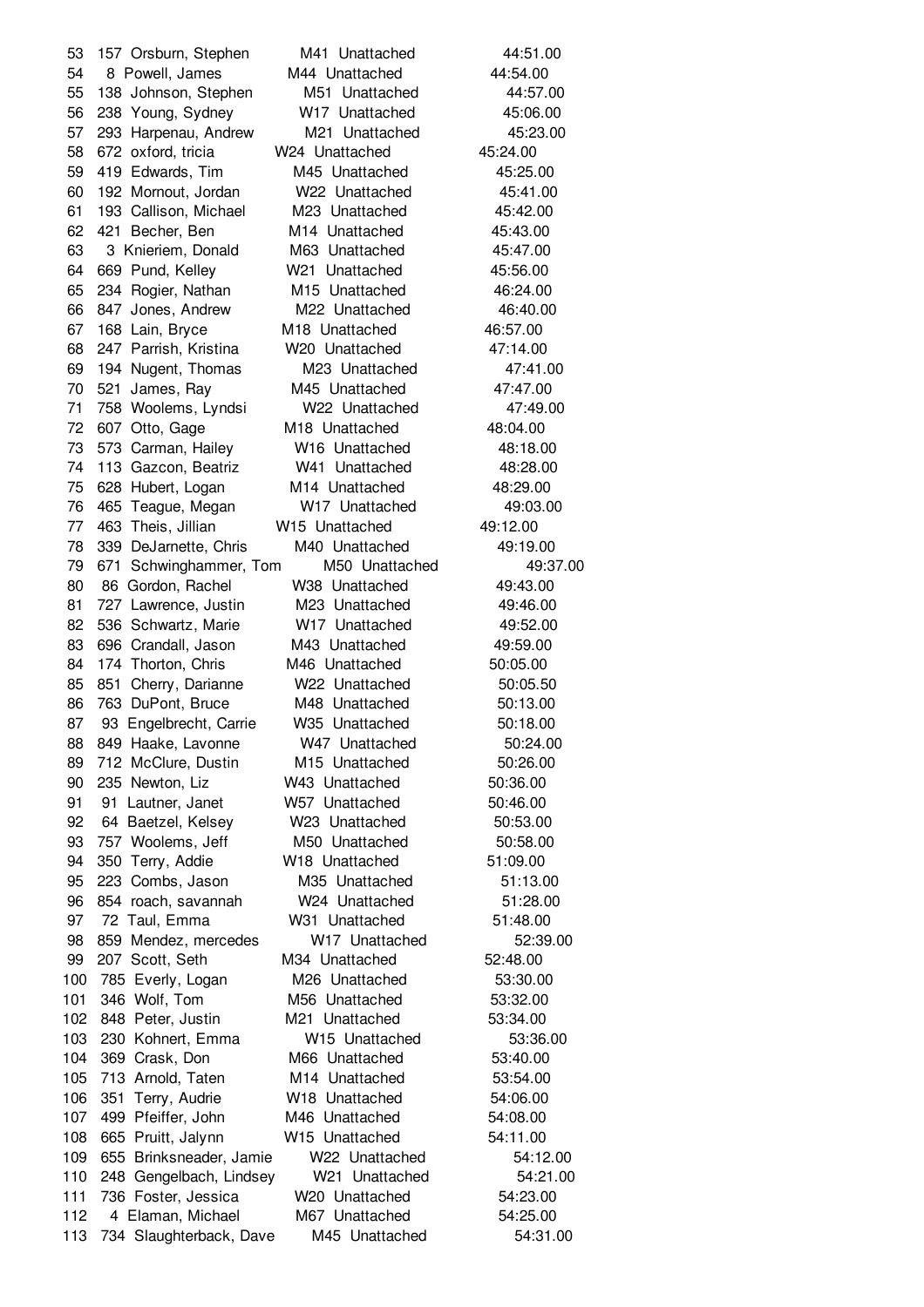| | | | | | |
|---|---|---|---|---|---|
| 53 | 157 | Orsburn, Stephen | M41 | Unattached | 44:51.00 |
| 54 | 8 | Powell, James | M44 | Unattached | 44:54.00 |
| 55 | 138 | Johnson, Stephen | M51 | Unattached | 44:57.00 |
| 56 | 238 | Young, Sydney | W17 | Unattached | 45:06.00 |
| 57 | 293 | Harpenau, Andrew | M21 | Unattached | 45:23.00 |
| 58 | 672 | oxford, tricia | W24 | Unattached | 45:24.00 |
| 59 | 419 | Edwards, Tim | M45 | Unattached | 45:25.00 |
| 60 | 192 | Mornout, Jordan | W22 | Unattached | 45:41.00 |
| 61 | 193 | Callison, Michael | M23 | Unattached | 45:42.00 |
| 62 | 421 | Becher, Ben | M14 | Unattached | 45:43.00 |
| 63 | 3 | Knieriem, Donald | M63 | Unattached | 45:47.00 |
| 64 | 669 | Pund, Kelley | W21 | Unattached | 45:56.00 |
| 65 | 234 | Rogier, Nathan | M15 | Unattached | 46:24.00 |
| 66 | 847 | Jones, Andrew | M22 | Unattached | 46:40.00 |
| 67 | 168 | Lain, Bryce | M18 | Unattached | 46:57.00 |
| 68 | 247 | Parrish, Kristina | W20 | Unattached | 47:14.00 |
| 69 | 194 | Nugent, Thomas | M23 | Unattached | 47:41.00 |
| 70 | 521 | James, Ray | M45 | Unattached | 47:47.00 |
| 71 | 758 | Woolems, Lyndsi | W22 | Unattached | 47:49.00 |
| 72 | 607 | Otto, Gage | M18 | Unattached | 48:04.00 |
| 73 | 573 | Carman, Hailey | W16 | Unattached | 48:18.00 |
| 74 | 113 | Gazcon, Beatriz | W41 | Unattached | 48:28.00 |
| 75 | 628 | Hubert, Logan | M14 | Unattached | 48:29.00 |
| 76 | 465 | Teague, Megan | W17 | Unattached | 49:03.00 |
| 77 | 463 | Theis, Jillian | W15 | Unattached | 49:12.00 |
| 78 | 339 | DeJarnette, Chris | M40 | Unattached | 49:19.00 |
| 79 | 671 | Schwinghammer, Tom | M50 | Unattached | 49:37.00 |
| 80 | 86 | Gordon, Rachel | W38 | Unattached | 49:43.00 |
| 81 | 727 | Lawrence, Justin | M23 | Unattached | 49:46.00 |
| 82 | 536 | Schwartz, Marie | W17 | Unattached | 49:52.00 |
| 83 | 696 | Crandall, Jason | M43 | Unattached | 49:59.00 |
| 84 | 174 | Thorton, Chris | M46 | Unattached | 50:05.00 |
| 85 | 851 | Cherry, Darianne | W22 | Unattached | 50:05.50 |
| 86 | 763 | DuPont, Bruce | M48 | Unattached | 50:13.00 |
| 87 | 93 | Engelbrecht, Carrie | W35 | Unattached | 50:18.00 |
| 88 | 849 | Haake, Lavonne | W47 | Unattached | 50:24.00 |
| 89 | 712 | McClure, Dustin | M15 | Unattached | 50:26.00 |
| 90 | 235 | Newton, Liz | W43 | Unattached | 50:36.00 |
| 91 | 91 | Lautner, Janet | W57 | Unattached | 50:46.00 |
| 92 | 64 | Baetzel, Kelsey | W23 | Unattached | 50:53.00 |
| 93 | 757 | Woolems, Jeff | M50 | Unattached | 50:58.00 |
| 94 | 350 | Terry, Addie | W18 | Unattached | 51:09.00 |
| 95 | 223 | Combs, Jason | M35 | Unattached | 51:13.00 |
| 96 | 854 | roach, savannah | W24 | Unattached | 51:28.00 |
| 97 | 72 | Taul, Emma | W31 | Unattached | 51:48.00 |
| 98 | 859 | Mendez, mercedes | W17 | Unattached | 52:39.00 |
| 99 | 207 | Scott, Seth | M34 | Unattached | 52:48.00 |
| 100 | 785 | Everly, Logan | M26 | Unattached | 53:30.00 |
| 101 | 346 | Wolf, Tom | M56 | Unattached | 53:32.00 |
| 102 | 848 | Peter, Justin | M21 | Unattached | 53:34.00 |
| 103 | 230 | Kohnert, Emma | W15 | Unattached | 53:36.00 |
| 104 | 369 | Crask, Don | M66 | Unattached | 53:40.00 |
| 105 | 713 | Arnold, Taten | M14 | Unattached | 53:54.00 |
| 106 | 351 | Terry, Audrie | W18 | Unattached | 54:06.00 |
| 107 | 499 | Pfeiffer, John | M46 | Unattached | 54:08.00 |
| 108 | 665 | Pruitt, Jalynn | W15 | Unattached | 54:11.00 |
| 109 | 655 | Brinksneader, Jamie | W22 | Unattached | 54:12.00 |
| 110 | 248 | Gengelbach, Lindsey | W21 | Unattached | 54:21.00 |
| 111 | 736 | Foster, Jessica | W20 | Unattached | 54:23.00 |
| 112 | 4 | Elaman, Michael | M67 | Unattached | 54:25.00 |
| 113 | 734 | Slaughterback, Dave | M45 | Unattached | 54:31.00 |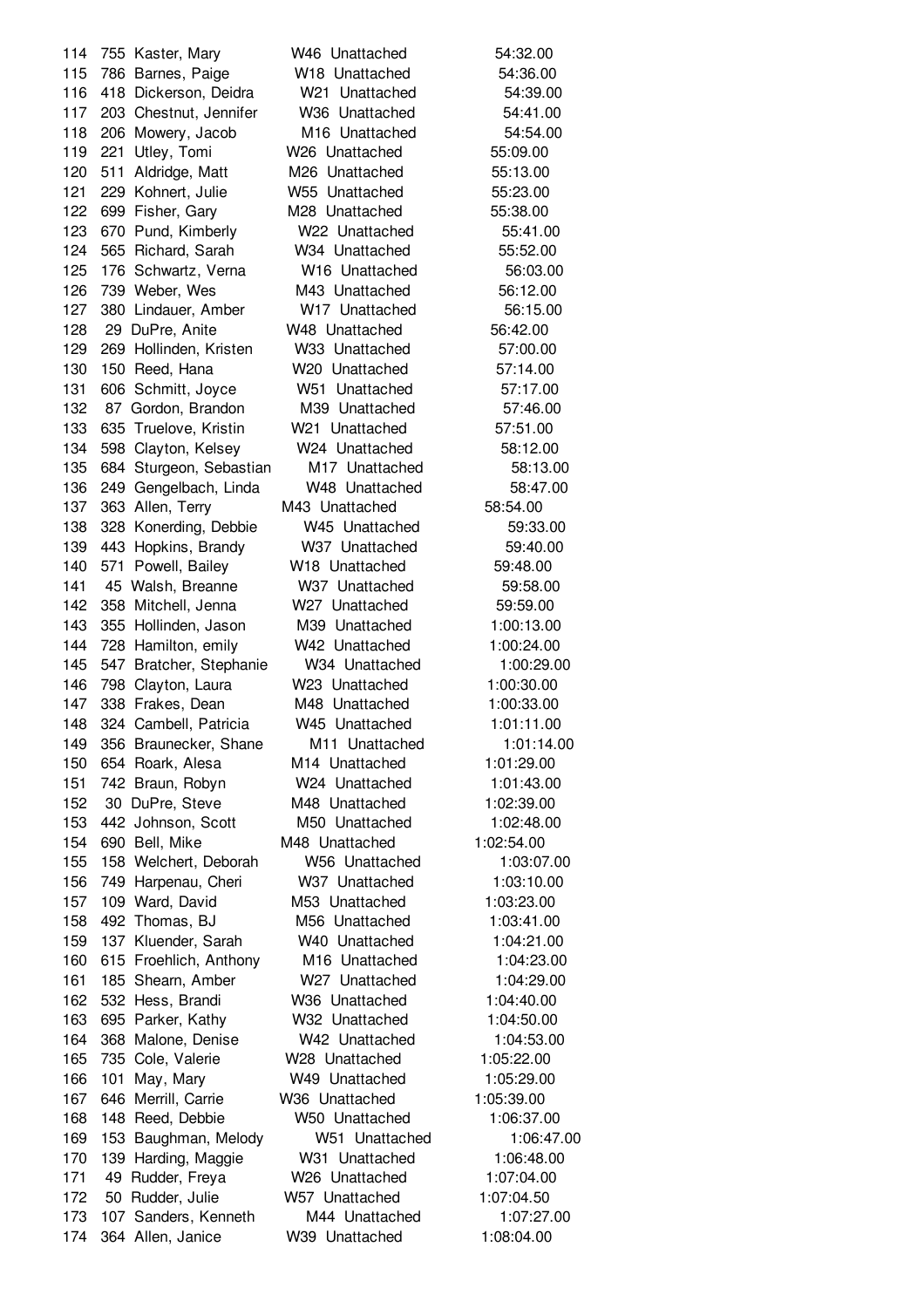| | | | | | |
|---|---|---|---|---|---|
| 114 | 755 | Kaster, Mary | W46 | Unattached | 54:32.00 |
| 115 | 786 | Barnes, Paige | W18 | Unattached | 54:36.00 |
| 116 | 418 | Dickerson, Deidra | W21 | Unattached | 54:39.00 |
| 117 | 203 | Chestnut, Jennifer | W36 | Unattached | 54:41.00 |
| 118 | 206 | Mowery, Jacob | M16 | Unattached | 54:54.00 |
| 119 | 221 | Utley, Tomi | W26 | Unattached | 55:09.00 |
| 120 | 511 | Aldridge, Matt | M26 | Unattached | 55:13.00 |
| 121 | 229 | Kohnert, Julie | W55 | Unattached | 55:23.00 |
| 122 | 699 | Fisher, Gary | M28 | Unattached | 55:38.00 |
| 123 | 670 | Pund, Kimberly | W22 | Unattached | 55:41.00 |
| 124 | 565 | Richard, Sarah | W34 | Unattached | 55:52.00 |
| 125 | 176 | Schwartz, Verna | W16 | Unattached | 56:03.00 |
| 126 | 739 | Weber, Wes | M43 | Unattached | 56:12.00 |
| 127 | 380 | Lindauer, Amber | W17 | Unattached | 56:15.00 |
| 128 | 29 | DuPre, Anite | W48 | Unattached | 56:42.00 |
| 129 | 269 | Hollinden, Kristen | W33 | Unattached | 57:00.00 |
| 130 | 150 | Reed, Hana | W20 | Unattached | 57:14.00 |
| 131 | 606 | Schmitt, Joyce | W51 | Unattached | 57:17.00 |
| 132 | 87 | Gordon, Brandon | M39 | Unattached | 57:46.00 |
| 133 | 635 | Truelove, Kristin | W21 | Unattached | 57:51.00 |
| 134 | 598 | Clayton, Kelsey | W24 | Unattached | 58:12.00 |
| 135 | 684 | Sturgeon, Sebastian | M17 | Unattached | 58:13.00 |
| 136 | 249 | Gengelbach, Linda | W48 | Unattached | 58:47.00 |
| 137 | 363 | Allen, Terry | M43 | Unattached | 58:54.00 |
| 138 | 328 | Konerding, Debbie | W45 | Unattached | 59:33.00 |
| 139 | 443 | Hopkins, Brandy | W37 | Unattached | 59:40.00 |
| 140 | 571 | Powell, Bailey | W18 | Unattached | 59:48.00 |
| 141 | 45 | Walsh, Breanne | W37 | Unattached | 59:58.00 |
| 142 | 358 | Mitchell, Jenna | W27 | Unattached | 59:59.00 |
| 143 | 355 | Hollinden, Jason | M39 | Unattached | 1:00:13.00 |
| 144 | 728 | Hamilton, emily | W42 | Unattached | 1:00:24.00 |
| 145 | 547 | Bratcher, Stephanie | W34 | Unattached | 1:00:29.00 |
| 146 | 798 | Clayton, Laura | W23 | Unattached | 1:00:30.00 |
| 147 | 338 | Frakes, Dean | M48 | Unattached | 1:00:33.00 |
| 148 | 324 | Cambell, Patricia | W45 | Unattached | 1:01:11.00 |
| 149 | 356 | Braunecker, Shane | M11 | Unattached | 1:01:14.00 |
| 150 | 654 | Roark, Alesa | M14 | Unattached | 1:01:29.00 |
| 151 | 742 | Braun, Robyn | W24 | Unattached | 1:01:43.00 |
| 152 | 30 | DuPre, Steve | M48 | Unattached | 1:02:39.00 |
| 153 | 442 | Johnson, Scott | M50 | Unattached | 1:02:48.00 |
| 154 | 690 | Bell, Mike | M48 | Unattached | 1:02:54.00 |
| 155 | 158 | Welchert, Deborah | W56 | Unattached | 1:03:07.00 |
| 156 | 749 | Harpenau, Cheri | W37 | Unattached | 1:03:10.00 |
| 157 | 109 | Ward, David | M53 | Unattached | 1:03:23.00 |
| 158 | 492 | Thomas, BJ | M56 | Unattached | 1:03:41.00 |
| 159 | 137 | Kluender, Sarah | W40 | Unattached | 1:04:21.00 |
| 160 | 615 | Froehlich, Anthony | M16 | Unattached | 1:04:23.00 |
| 161 | 185 | Shearn, Amber | W27 | Unattached | 1:04:29.00 |
| 162 | 532 | Hess, Brandi | W36 | Unattached | 1:04:40.00 |
| 163 | 695 | Parker, Kathy | W32 | Unattached | 1:04:50.00 |
| 164 | 368 | Malone, Denise | W42 | Unattached | 1:04:53.00 |
| 165 | 735 | Cole, Valerie | W28 | Unattached | 1:05:22.00 |
| 166 | 101 | May, Mary | W49 | Unattached | 1:05:29.00 |
| 167 | 646 | Merrill, Carrie | W36 | Unattached | 1:05:39.00 |
| 168 | 148 | Reed, Debbie | W50 | Unattached | 1:06:37.00 |
| 169 | 153 | Baughman, Melody | W51 | Unattached | 1:06:47.00 |
| 170 | 139 | Harding, Maggie | W31 | Unattached | 1:06:48.00 |
| 171 | 49 | Rudder, Freya | W26 | Unattached | 1:07:04.00 |
| 172 | 50 | Rudder, Julie | W57 | Unattached | 1:07:04.50 |
| 173 | 107 | Sanders, Kenneth | M44 | Unattached | 1:07:27.00 |
| 174 | 364 | Allen, Janice | W39 | Unattached | 1:08:04.00 |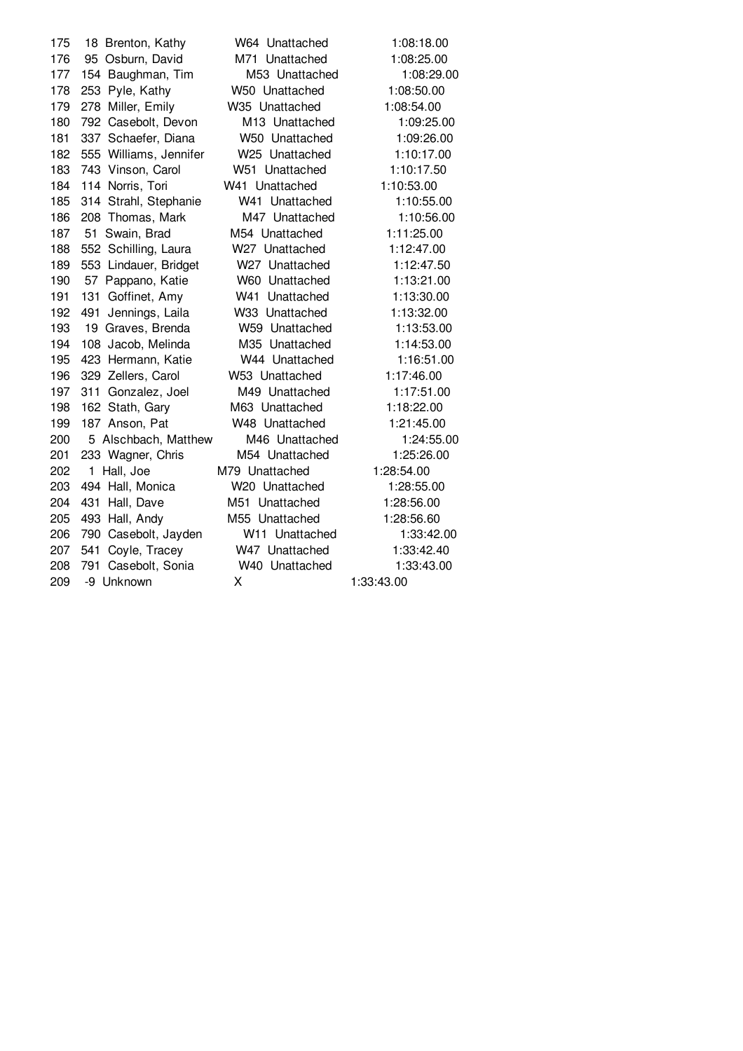| | | | | | |
|---|---|---|---|---|---|
| 175 | 18 | Brenton, Kathy | W64 | Unattached | 1:08:18.00 |
| 176 | 95 | Osburn, David | M71 | Unattached | 1:08:25.00 |
| 177 | 154 | Baughman, Tim | M53 | Unattached | 1:08:29.00 |
| 178 | 253 | Pyle, Kathy | W50 | Unattached | 1:08:50.00 |
| 179 | 278 | Miller, Emily | W35 | Unattached | 1:08:54.00 |
| 180 | 792 | Casebolt, Devon | M13 | Unattached | 1:09:25.00 |
| 181 | 337 | Schaefer, Diana | W50 | Unattached | 1:09:26.00 |
| 182 | 555 | Williams, Jennifer | W25 | Unattached | 1:10:17.00 |
| 183 | 743 | Vinson, Carol | W51 | Unattached | 1:10:17.50 |
| 184 | 114 | Norris, Tori | W41 | Unattached | 1:10:53.00 |
| 185 | 314 | Strahl, Stephanie | W41 | Unattached | 1:10:55.00 |
| 186 | 208 | Thomas, Mark | M47 | Unattached | 1:10:56.00 |
| 187 | 51 | Swain, Brad | M54 | Unattached | 1:11:25.00 |
| 188 | 552 | Schilling, Laura | W27 | Unattached | 1:12:47.00 |
| 189 | 553 | Lindauer, Bridget | W27 | Unattached | 1:12:47.50 |
| 190 | 57 | Pappano, Katie | W60 | Unattached | 1:13:21.00 |
| 191 | 131 | Goffinet, Amy | W41 | Unattached | 1:13:30.00 |
| 192 | 491 | Jennings, Laila | W33 | Unattached | 1:13:32.00 |
| 193 | 19 | Graves, Brenda | W59 | Unattached | 1:13:53.00 |
| 194 | 108 | Jacob, Melinda | M35 | Unattached | 1:14:53.00 |
| 195 | 423 | Hermann, Katie | W44 | Unattached | 1:16:51.00 |
| 196 | 329 | Zellers, Carol | W53 | Unattached | 1:17:46.00 |
| 197 | 311 | Gonzalez, Joel | M49 | Unattached | 1:17:51.00 |
| 198 | 162 | Stath, Gary | M63 | Unattached | 1:18:22.00 |
| 199 | 187 | Anson, Pat | W48 | Unattached | 1:21:45.00 |
| 200 | 5 | Alschbach, Matthew | M46 | Unattached | 1:24:55.00 |
| 201 | 233 | Wagner, Chris | M54 | Unattached | 1:25:26.00 |
| 202 | 1 | Hall, Joe | M79 | Unattached | 1:28:54.00 |
| 203 | 494 | Hall, Monica | W20 | Unattached | 1:28:55.00 |
| 204 | 431 | Hall, Dave | M51 | Unattached | 1:28:56.00 |
| 205 | 493 | Hall, Andy | M55 | Unattached | 1:28:56.60 |
| 206 | 790 | Casebolt, Jayden | W11 | Unattached | 1:33:42.00 |
| 207 | 541 | Coyle, Tracey | W47 | Unattached | 1:33:42.40 |
| 208 | 791 | Casebolt, Sonia | W40 | Unattached | 1:33:43.00 |
| 209 | -9 | Unknown | X | | 1:33:43.00 |